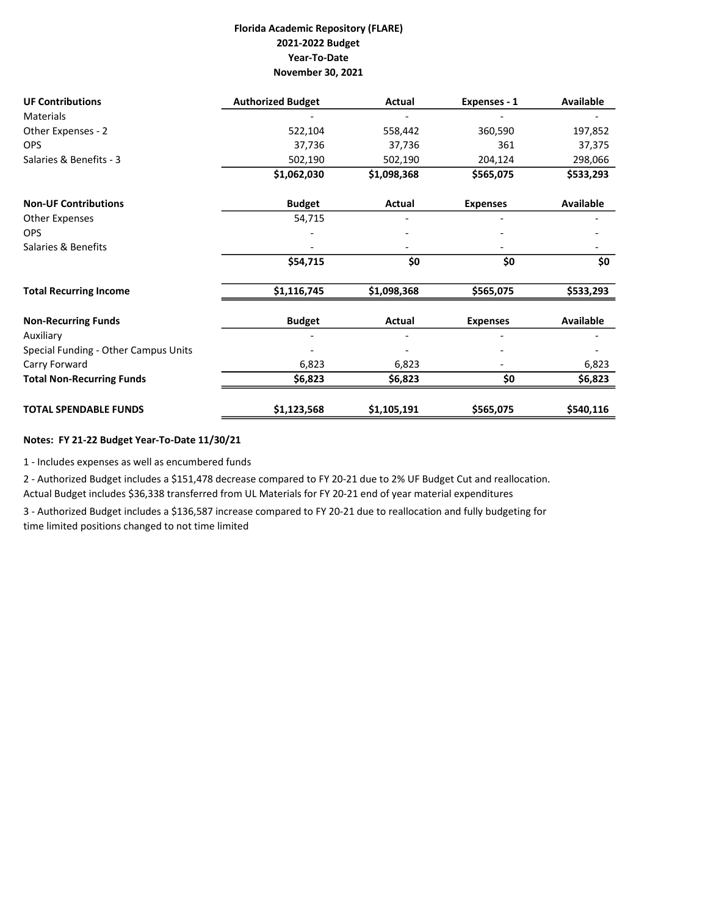**Florida Academic Repository (FLARE)**
**2021-2022 Budget**
**Year-To-Date**
**November 30, 2021**

| **UF Contributions** | **Authorized Budget** | **Actual** | **Expenses - 1** | **Available** |
|---|---|---|---|---|
| Materials | - | - | - | - |
| Other Expenses - 2 | 522,104 | 558,442 | 360,590 | 197,852 |
| OPS | 37,736 | 37,736 | 361 | 37,375 |
| Salaries & Benefits - 3 | 502,190 | 502,190 | 204,124 | 298,066 |
| | **$1,062,030** | **$1,098,368** | **$565,075** | **$533,293** |
| **Non-UF Contributions** | **Budget** | **Actual** | **Expenses** | **Available** |
| Other Expenses | 54,715 | - | - | - |
| OPS | - | - | - | - |
| Salaries & Benefits | - | - | - | - |
| | **$54,715** | **$0** | **$0** | **$0** |
| **Total Recurring Income** | **$1,116,745** | **$1,098,368** | **$565,075** | **$533,293** |
| **Non-Recurring Funds** | **Budget** | **Actual** | **Expenses** | **Available** |
| Auxiliary | - | - | - | - |
| Special Funding - Other Campus Units | - | - | - | - |
| Carry Forward | 6,823 | 6,823 | - | 6,823 |
| **Total Non-Recurring Funds** | **$6,823** | **$6,823** | **$0** | **$6,823** |
| **TOTAL SPENDABLE FUNDS** | **$1,123,568** | **$1,105,191** | **$565,075** | **$540,116** |

**Notes: FY 21-22 Budget Year-To-Date 11/30/21**

1 - Includes expenses as well as encumbered funds

2 - Authorized Budget includes a $151,478 decrease compared to FY 20-21 due to 2% UF Budget Cut and reallocation. Actual Budget includes $36,338 transferred from UL Materials for FY 20-21 end of year material expenditures

3 - Authorized Budget includes a $136,587 increase compared to FY 20-21 due to reallocation and fully budgeting for time limited positions changed to not time limited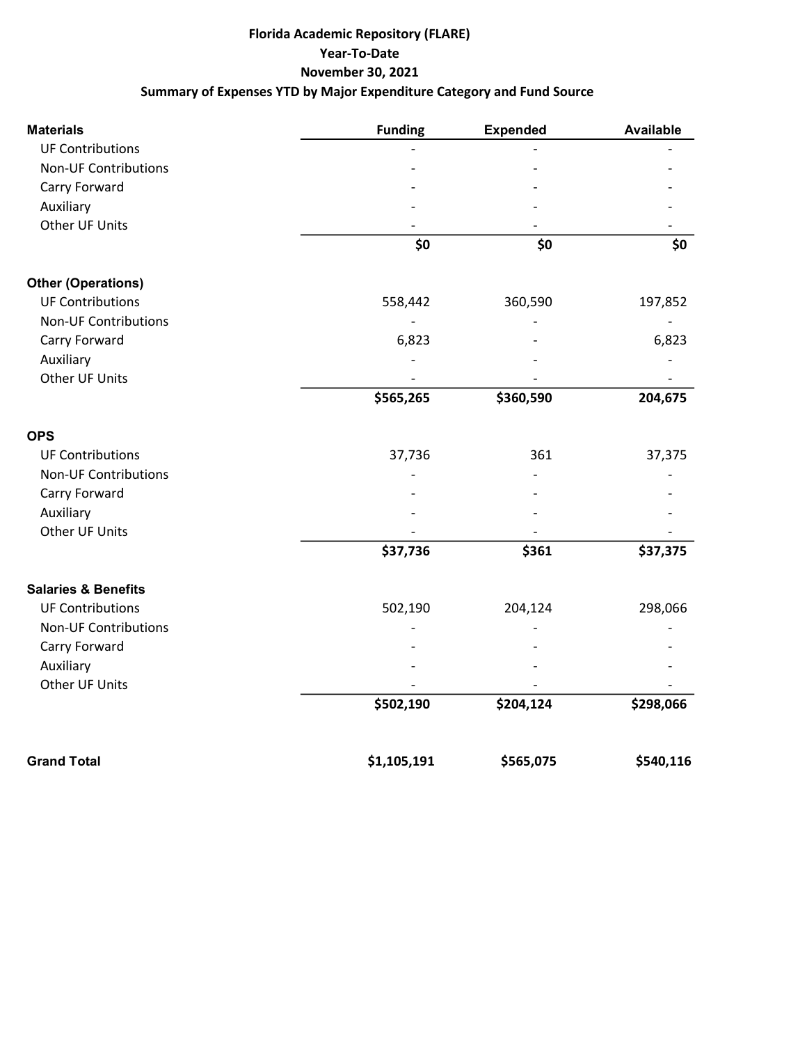**Florida Academic Repository (FLARE)**
**Year-To-Date**
**November 30, 2021**
**Summary of Expenses YTD by Major Expenditure Category and Fund Source**

| | Funding | Expended | Available |
|---|---|---|---|
| **Materials** | | | |
| UF Contributions | - | - | - |
| Non-UF Contributions | - | - | - |
| Carry Forward | - | - | - |
| Auxiliary | - | - | - |
| Other UF Units | - | - | - |
| | **$0** | **$0** | **$0** |
| **Other (Operations)** | | | |
| UF Contributions | 558,442 | 360,590 | 197,852 |
| Non-UF Contributions | - | - | - |
| Carry Forward | 6,823 | - | 6,823 |
| Auxiliary | - | - | - |
| Other UF Units | - | - | - |
| | **$565,265** | **$360,590** | **204,675** |
| **OPS** | | | |
| UF Contributions | 37,736 | 361 | 37,375 |
| Non-UF Contributions | - | - | - |
| Carry Forward | - | - | - |
| Auxiliary | - | - | - |
| Other UF Units | - | - | - |
| | **$37,736** | **$361** | **$37,375** |
| **Salaries & Benefits** | | | |
| UF Contributions | 502,190 | 204,124 | 298,066 |
| Non-UF Contributions | - | - | - |
| Carry Forward | - | - | - |
| Auxiliary | - | - | - |
| Other UF Units | - | - | - |
| | **$502,190** | **$204,124** | **$298,066** |
| **Grand Total** | **$1,105,191** | **$565,075** | **$540,116** |